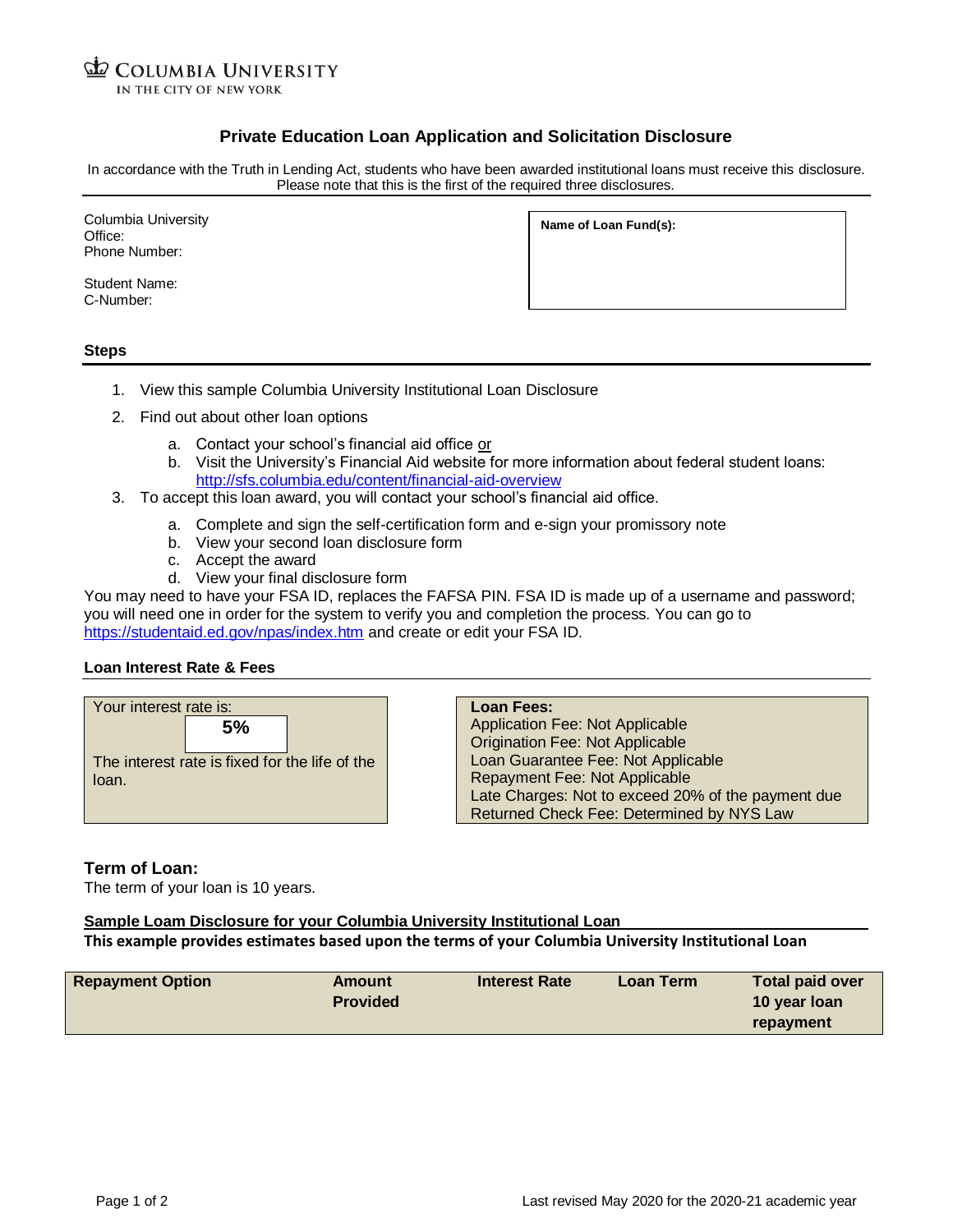COLUMBIA UNIVERSITY
IN THE CITY OF NEW YORK

# Private Education Loan Application and Solicitation Disclosure

In accordance with the Truth in Lending Act, students who have been awarded institutional loans must receive this disclosure. Please note that this is the first of the required three disclosures.

Columbia University
Office:
Phone Number:

Student Name:
C-Number:

**Name of Loan Fund(s):**

## Steps

1. View this sample Columbia University Institutional Loan Disclosure
2. Find out about other loan options
   a. Contact your school's financial aid office or
   b. Visit the University's Financial Aid website for more information about federal student loans: http://sfs.columbia.edu/content/financial-aid-overview
3. To accept this loan award, you will contact your school's financial aid office.
   a. Complete and sign the self-certification form and e-sign your promissory note
   b. View your second loan disclosure form
   c. Accept the award
   d. View your final disclosure form

You may need to have your FSA ID, replaces the FAFSA PIN. FSA ID is made up of a username and password; you will need one in order for the system to verify you and completion the process. You can go to https://studentaid.ed.gov/npas/index.htm and create or edit your FSA ID.

## Loan Interest Rate & Fees

Your interest rate is:

**5%**

The interest rate is fixed for the life of the loan.

**Loan Fees:**
Application Fee: Not Applicable
Origination Fee: Not Applicable
Loan Guarantee Fee: Not Applicable
Repayment Fee: Not Applicable
Late Charges: Not to exceed 20% of the payment due
Returned Check Fee: Determined by NYS Law

## Term of Loan:

The term of your loan is 10 years.

**Sample Loam Disclosure for your Columbia University Institutional Loan**

**This example provides estimates based upon the terms of your Columbia University Institutional Loan**

| Repayment Option | Amount Provided | Interest Rate | Loan Term | Total paid over 10 year loan repayment |
|---|---|---|---|---|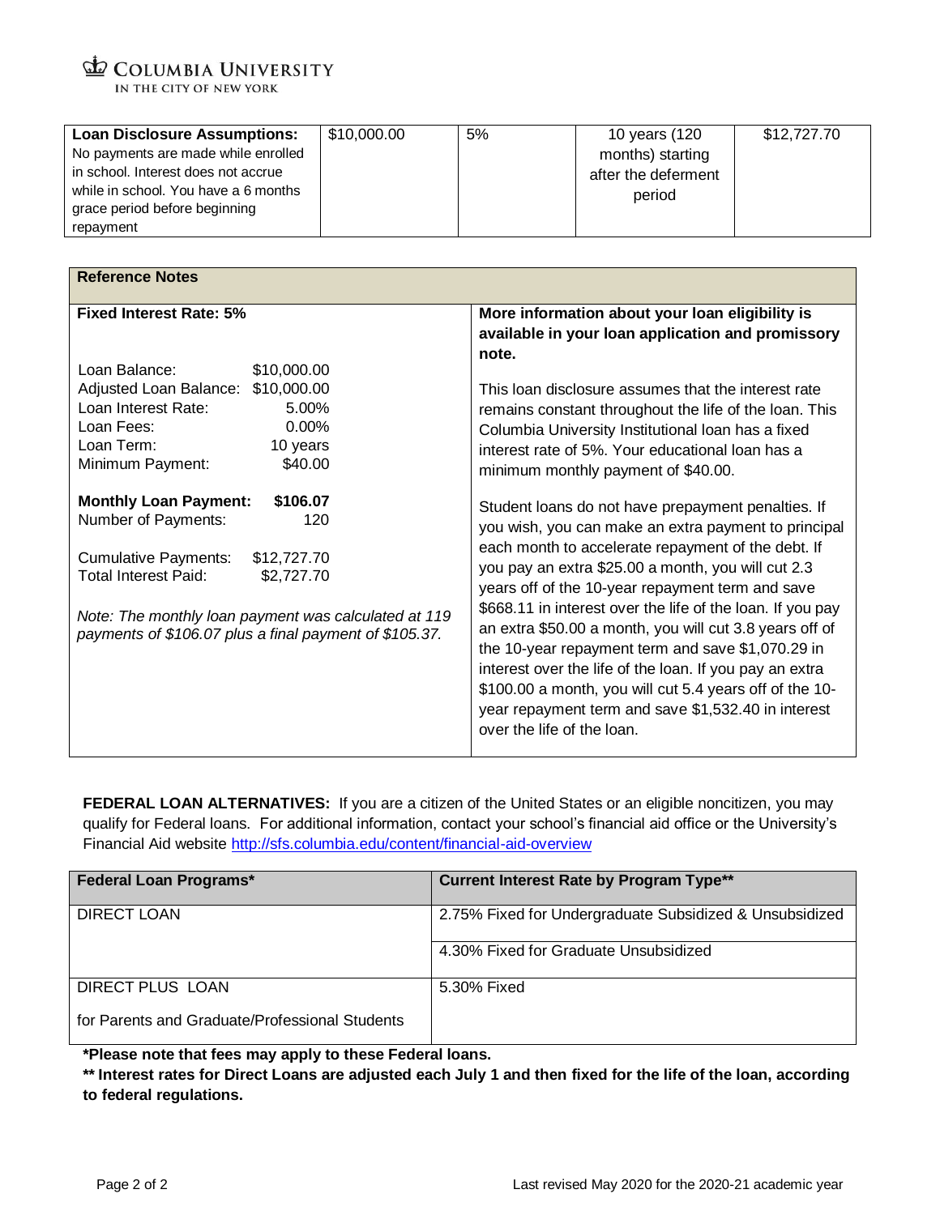| **Loan Disclosure Assumptions:** No payments are made while enrolled in school. Interest does not accrue while in school. You have a 6 months grace period before beginning repayment | $10,000.00 | 5% | 10 years (120 months) starting after the deferment period | $12,727.70 |
|---|---|---|---|---|

| **Reference Notes** | |
|---|---|
| **Fixed Interest Rate: 5%**<br><br>Loan Balance: $10,000.00<br>Adjusted Loan Balance: $10,000.00<br>Loan Interest Rate: 5.00%<br>Loan Fees: 0.00%<br>Loan Term: 10 years<br>Minimum Payment: $40.00<br><br>**Monthly Loan Payment: $106.07**<br>Number of Payments: 120<br><br>Cumulative Payments: $12,727.70<br>Total Interest Paid: $2,727.70<br><br>*Note: The monthly loan payment was calculated at 119 payments of $106.07 plus a final payment of $105.37.* | **More information about your loan eligibility is available in your loan application and promissory note.**<br><br>This loan disclosure assumes that the interest rate remains constant throughout the life of the loan. This Columbia University Institutional loan has a fixed interest rate of 5%. Your educational loan has a minimum monthly payment of $40.00.<br><br>Student loans do not have prepayment penalties. If you wish, you can make an extra payment to principal each month to accelerate repayment of the debt. If you pay an extra $25.00 a month, you will cut 2.3 years off of the 10-year repayment term and save $668.11 in interest over the life of the loan. If you pay an extra $50.00 a month, you will cut 3.8 years off of the 10-year repayment term and save $1,070.29 in interest over the life of the loan. If you pay an extra $100.00 a month, you will cut 5.4 years off of the 10-year repayment term and save $1,532.40 in interest over the life of the loan. |

**FEDERAL LOAN ALTERNATIVES:** If you are a citizen of the United States or an eligible noncitizen, you may qualify for Federal loans. For additional information, contact your school's financial aid office or the University's Financial Aid website http://sfs.columbia.edu/content/financial-aid-overview

| Federal Loan Programs* | Current Interest Rate by Program Type** |
|---|---|
| DIRECT LOAN | 2.75% Fixed for Undergraduate Subsidized & Unsubsidized |
| | 4.30% Fixed for Graduate Unsubsidized |
| DIRECT PLUS LOAN<br><br>for Parents and Graduate/Professional Students | 5.30% Fixed |

**\*Please note that fees may apply to these Federal loans.**

**\*\* Interest rates for Direct Loans are adjusted each July 1 and then fixed for the life of the loan, according to federal regulations.**

Last revised May 2020 for the 2020-21 academic year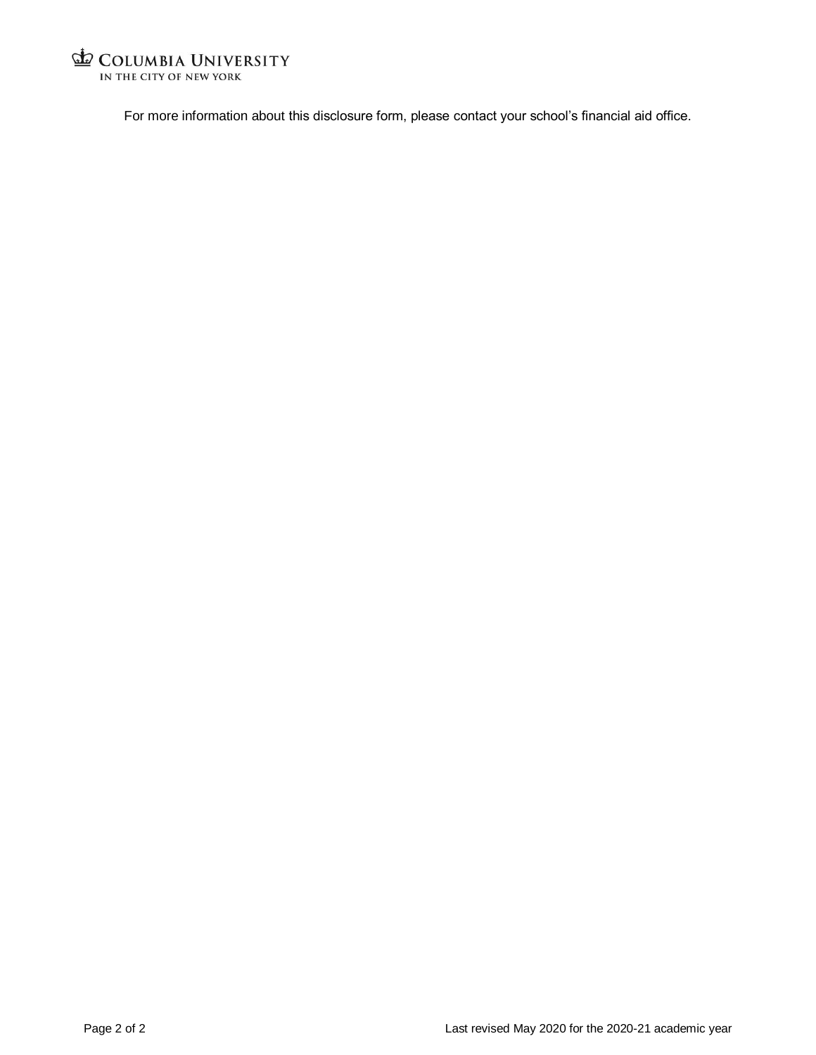For more information about this disclosure form, please contact your school's financial aid office.